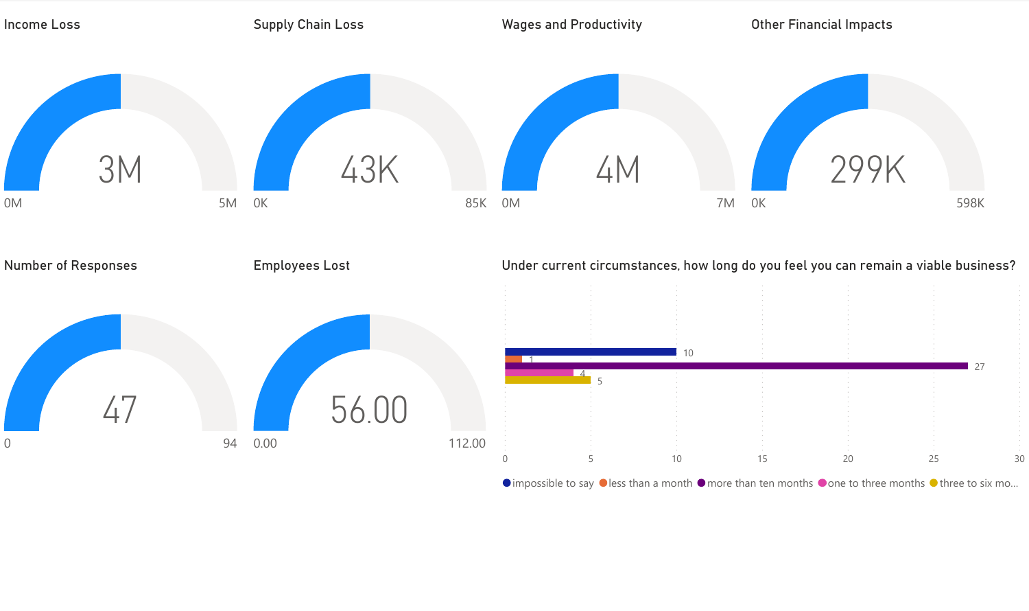## Income Loss

3M

0M — 5M

## Supply Chain Loss

43K

0K — 85K

## Wages and Productivity

4M

0M — 7M

## Other Financial Impacts

299K

0K — 598K

## Number of Responses

47

0 — 94

## Employees Lost

56.00

0.00 — 112.00

## Under current circumstances, how long do you feel you can remain a viable business?

| Response | Count |
|---|---|
| impossible to say | 10 |
| less than a month | 1 |
| more than ten months | 27 |
| one to three months | 4 |
| three to six mo... | 5 |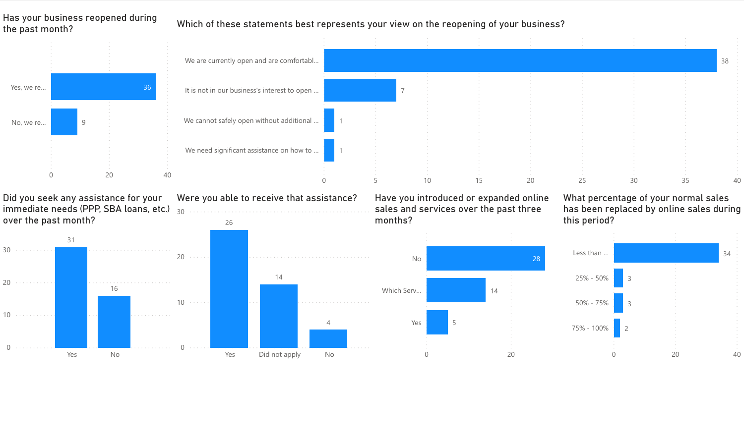## Has your business reopened during the past month?

Yes, we re...
36
No, we re...
9
0
20
40

## Which of these statements best represents your view on the reopening of your business?

We are currently open and are comfortabl...
38
It is not in our business's interest to open ...
7
We cannot safely open without additional ...
1
We need significant assistance on how to ...
1
0
5
10
15
20
25
30
35
40

## Did you seek any assistance for your immediate needs (PPP, SBA loans, etc.) over the past month?

31
16
Yes
No
0
10
20
30

## Were you able to receive that assistance?

26
14
4
Yes
Did not apply
No
0
10
20
30

## Have you introduced or expanded online sales and services over the past three months?

No
28
Which Serv...
14
Yes
5
0
20

## What percentage of your normal sales has been replaced by online sales during this period?

Less than ...
34
25% - 50%
3
50% - 75%
3
75% - 100%
2
0
20
40